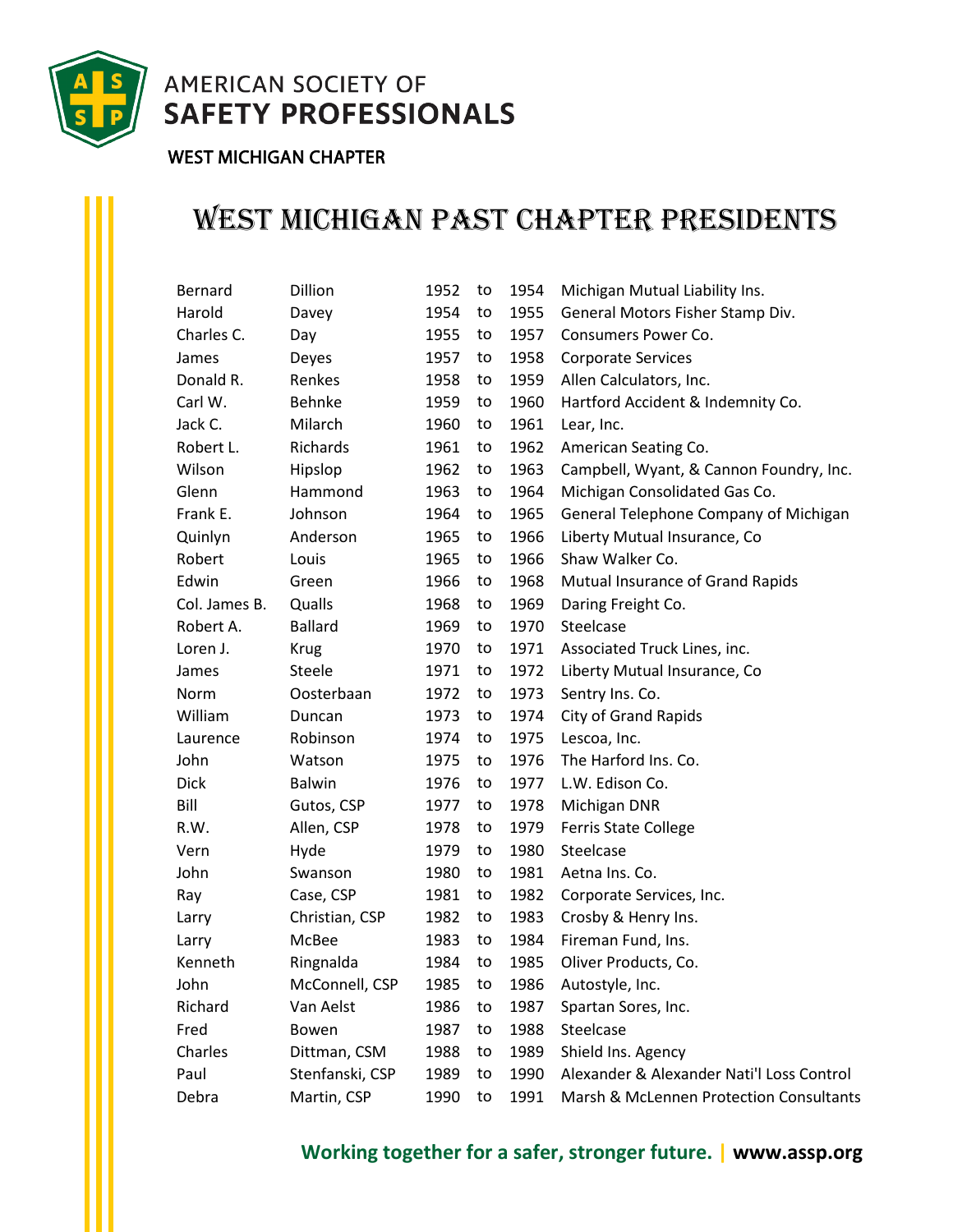AMERICAN SOCIETY OF
**SAFETY PROFESSIONALS**

WEST MICHIGAN CHAPTER

# West Michigan Past Chapter Presidents

| | | | | | |
|---|---|---|---|---|---|
| Bernard | Dillion | 1952 | to | 1954 | Michigan Mutual Liability Ins. |
| Harold | Davey | 1954 | to | 1955 | General Motors Fisher Stamp Div. |
| Charles C. | Day | 1955 | to | 1957 | Consumers Power Co. |
| James | Deyes | 1957 | to | 1958 | Corporate Services |
| Donald R. | Renkes | 1958 | to | 1959 | Allen Calculators, Inc. |
| Carl W. | Behnke | 1959 | to | 1960 | Hartford Accident & Indemnity Co. |
| Jack C. | Milarch | 1960 | to | 1961 | Lear, Inc. |
| Robert L. | Richards | 1961 | to | 1962 | American Seating Co. |
| Wilson | Hipslop | 1962 | to | 1963 | Campbell, Wyant, & Cannon Foundry, Inc. |
| Glenn | Hammond | 1963 | to | 1964 | Michigan Consolidated Gas Co. |
| Frank E. | Johnson | 1964 | to | 1965 | General Telephone Company of Michigan |
| Quinlyn | Anderson | 1965 | to | 1966 | Liberty Mutual Insurance, Co |
| Robert | Louis | 1965 | to | 1966 | Shaw Walker Co. |
| Edwin | Green | 1966 | to | 1968 | Mutual Insurance of Grand Rapids |
| Col. James B. | Qualls | 1968 | to | 1969 | Daring Freight Co. |
| Robert A. | Ballard | 1969 | to | 1970 | Steelcase |
| Loren J. | Krug | 1970 | to | 1971 | Associated Truck Lines, inc. |
| James | Steele | 1971 | to | 1972 | Liberty Mutual Insurance, Co |
| Norm | Oosterbaan | 1972 | to | 1973 | Sentry Ins. Co. |
| William | Duncan | 1973 | to | 1974 | City of Grand Rapids |
| Laurence | Robinson | 1974 | to | 1975 | Lescoa, Inc. |
| John | Watson | 1975 | to | 1976 | The Harford Ins. Co. |
| Dick | Balwin | 1976 | to | 1977 | L.W. Edison Co. |
| Bill | Gutos, CSP | 1977 | to | 1978 | Michigan DNR |
| R.W. | Allen, CSP | 1978 | to | 1979 | Ferris State College |
| Vern | Hyde | 1979 | to | 1980 | Steelcase |
| John | Swanson | 1980 | to | 1981 | Aetna Ins. Co. |
| Ray | Case, CSP | 1981 | to | 1982 | Corporate Services, Inc. |
| Larry | Christian, CSP | 1982 | to | 1983 | Crosby & Henry Ins. |
| Larry | McBee | 1983 | to | 1984 | Fireman Fund, Ins. |
| Kenneth | Ringnalda | 1984 | to | 1985 | Oliver Products, Co. |
| John | McConnell, CSP | 1985 | to | 1986 | Autostyle, Inc. |
| Richard | Van Aelst | 1986 | to | 1987 | Spartan Sores, Inc. |
| Fred | Bowen | 1987 | to | 1988 | Steelcase |
| Charles | Dittman, CSM | 1988 | to | 1989 | Shield Ins. Agency |
| Paul | Stenfanski, CSP | 1989 | to | 1990 | Alexander & Alexander Nati'l Loss Control |
| Debra | Martin, CSP | 1990 | to | 1991 | Marsh & McLennen Protection Consultants |

**Working together for a safer, stronger future.** | **www.assp.org**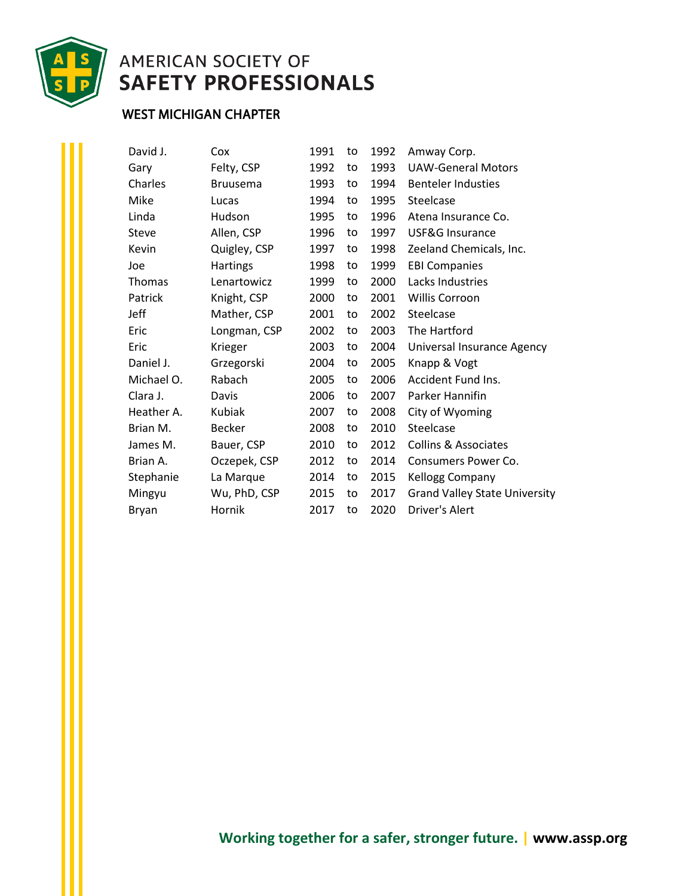AMERICAN SOCIETY OF
**SAFETY PROFESSIONALS**

WEST MICHIGAN CHAPTER

| | | | | | |
|---|---|---|---|---|---|
| David J. | Cox | 1991 | to | 1992 | Amway Corp. |
| Gary | Felty, CSP | 1992 | to | 1993 | UAW-General Motors |
| Charles | Bruusema | 1993 | to | 1994 | Benteler Industies |
| Mike | Lucas | 1994 | to | 1995 | Steelcase |
| Linda | Hudson | 1995 | to | 1996 | Atena Insurance Co. |
| Steve | Allen, CSP | 1996 | to | 1997 | USF&G Insurance |
| Kevin | Quigley, CSP | 1997 | to | 1998 | Zeeland Chemicals, Inc. |
| Joe | Hartings | 1998 | to | 1999 | EBI Companies |
| Thomas | Lenartowicz | 1999 | to | 2000 | Lacks Industries |
| Patrick | Knight, CSP | 2000 | to | 2001 | Willis Corroon |
| Jeff | Mather, CSP | 2001 | to | 2002 | Steelcase |
| Eric | Longman, CSP | 2002 | to | 2003 | The Hartford |
| Eric | Krieger | 2003 | to | 2004 | Universal Insurance Agency |
| Daniel J. | Grzegorski | 2004 | to | 2005 | Knapp & Vogt |
| Michael O. | Rabach | 2005 | to | 2006 | Accident Fund Ins. |
| Clara J. | Davis | 2006 | to | 2007 | Parker Hannifin |
| Heather A. | Kubiak | 2007 | to | 2008 | City of Wyoming |
| Brian M. | Becker | 2008 | to | 2010 | Steelcase |
| James M. | Bauer, CSP | 2010 | to | 2012 | Collins & Associates |
| Brian A. | Oczepek, CSP | 2012 | to | 2014 | Consumers Power Co. |
| Stephanie | La Marque | 2014 | to | 2015 | Kellogg Company |
| Mingyu | Wu, PhD, CSP | 2015 | to | 2017 | Grand Valley State University |
| Bryan | Hornik | 2017 | to | 2020 | Driver's Alert |

**Working together for a safer, stronger future.** | **www.assp.org**